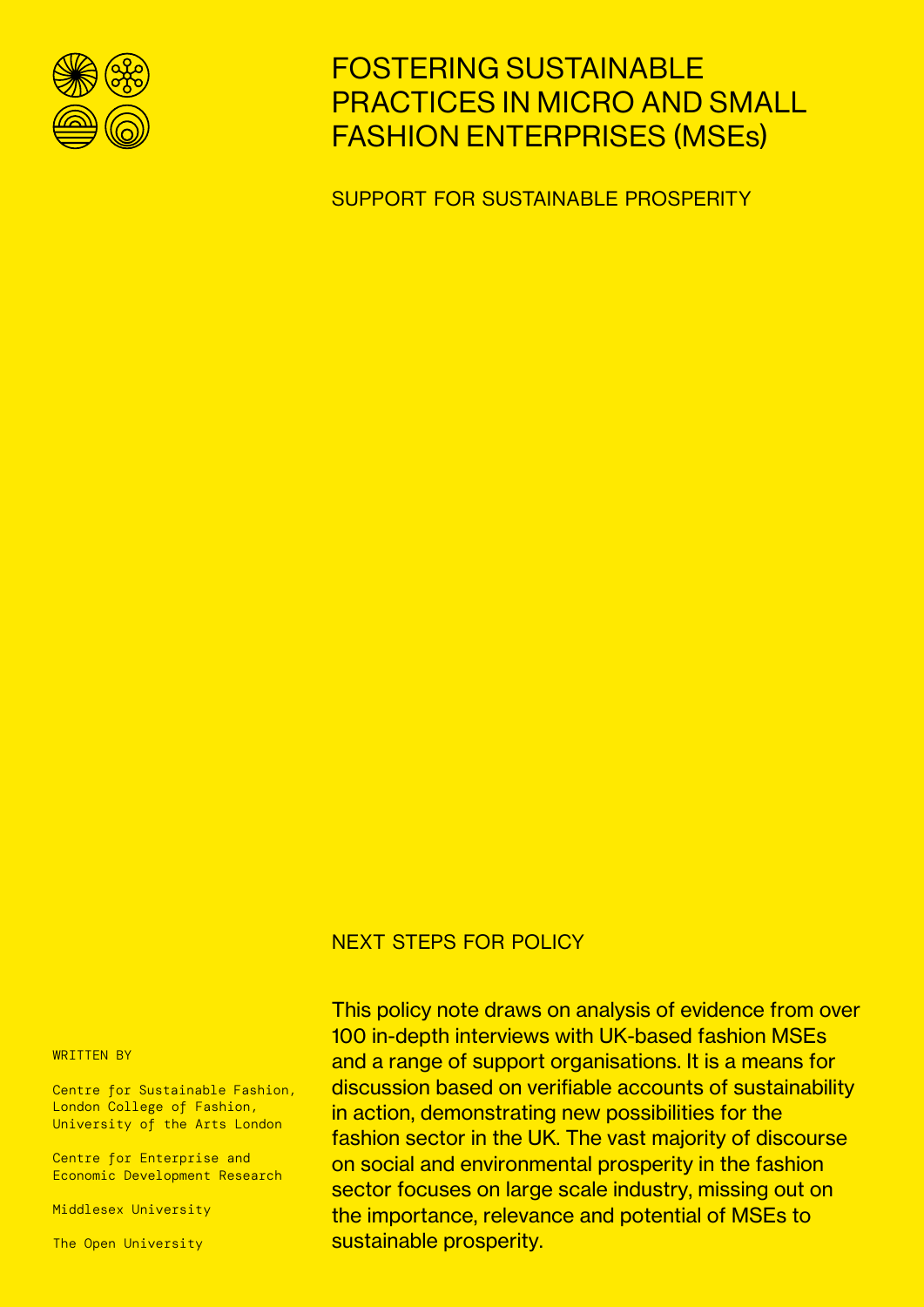# FOSTERING SUSTAINABLE PRACTICES IN MICRO AND SMALL FASHION ENTERPRISES (MSEs)

## SUPPORT FOR SUSTAINABLE PROSPERITY

## NEXT STEPS FOR POLICY

This policy note draws on analysis of evidence from over 100 in-depth interviews with UK-based fashion MSEs and a range of support organisations. It is a means for discussion based on verifiable accounts of sustainability in action, demonstrating new possibilities for the fashion sector in the UK. The vast majority of discourse on social and environmental prosperity in the fashion sector focuses on large scale industry, missing out on the importance, relevance and potential of MSEs to sustainable prosperity.

WRITTEN BY

Centre for Sustainable Fashion, London College of Fashion, University of the Arts London

Centre for Enterprise and Economic Development Research

Middlesex University

The Open University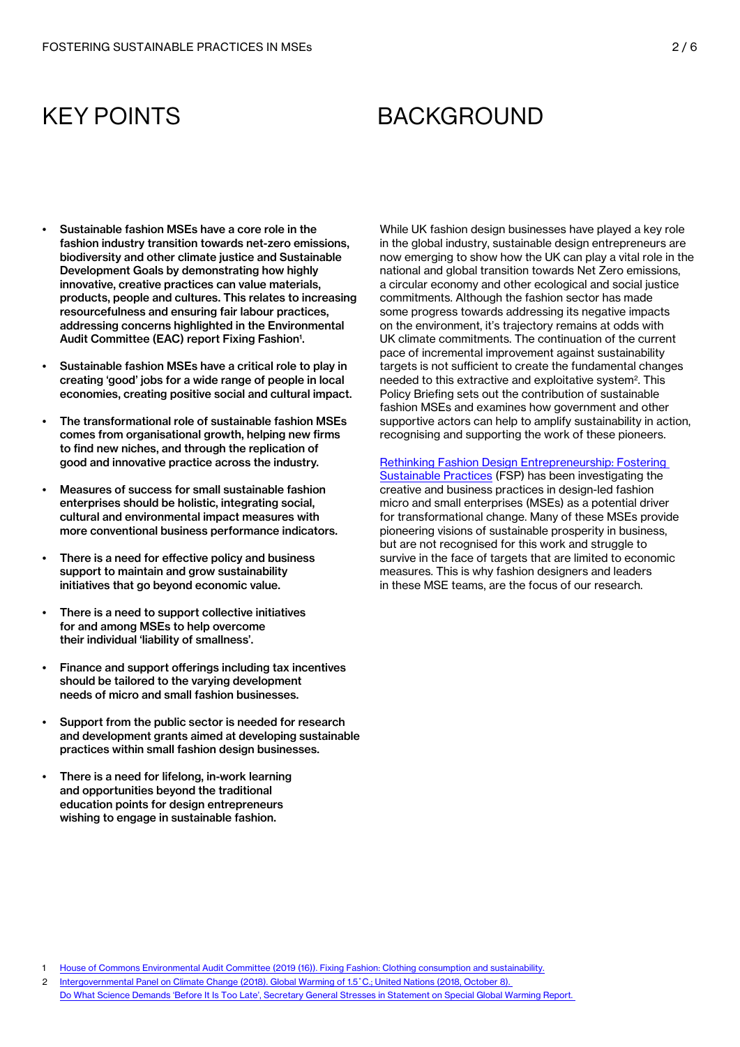## KEY POINTS

- **Sustainable fashion MSEs have a core role in the fashion industry transition towards net-zero emissions, biodiversity and other climate justice and Sustainable Development Goals by demonstrating how highly innovative, creative practices can value materials, products, people and cultures. This relates to increasing resourcefulness and ensuring fair labour practices, addressing concerns highlighted in the Environmental Audit Committee (EAC) report Fixing Fashion[1].**
- **Sustainable fashion MSEs have a critical role to play in creating 'good' jobs for a wide range of people in local economies, creating positive social and cultural impact.**
- **The transformational role of sustainable fashion MSEs comes from organisational growth, helping new firms to find new niches, and through the replication of good and innovative practice across the industry.**
- **Measures of success for small sustainable fashion enterprises should be holistic, integrating social, cultural and environmental impact measures with more conventional business performance indicators.**
- **There is a need for effective policy and business support to maintain and grow sustainability initiatives that go beyond economic value.**
- **There is a need to support collective initiatives for and among MSEs to help overcome their individual 'liability of smallness'.**
- **Finance and support offerings including tax incentives should be tailored to the varying development needs of micro and small fashion businesses.**
- **Support from the public sector is needed for research and development grants aimed at developing sustainable practices within small fashion design businesses.**
- **There is a need for lifelong, in-work learning and opportunities beyond the traditional education points for design entrepreneurs wishing to engage in sustainable fashion.**

## BACKGROUND

While UK fashion design businesses have played a key role in the global industry, sustainable design entrepreneurs are now emerging to show how the UK can play a vital role in the national and global transition towards Net Zero emissions, a circular economy and other ecological and social justice commitments. Although the fashion sector has made some progress towards addressing its negative impacts on the environment, it's trajectory remains at odds with UK climate commitments. The continuation of the current pace of incremental improvement against sustainability targets is not sufficient to create the fundamental changes needed to this extractive and exploitative system[2]. This Policy Briefing sets out the contribution of sustainable fashion MSEs and examines how government and other supportive actors can help to amplify sustainability in action, recognising and supporting the work of these pioneers.

Rethinking Fashion Design Entrepreneurship: Fostering Sustainable Practices (FSP) has been investigating the creative and business practices in design-led fashion micro and small enterprises (MSEs) as a potential driver for transformational change. Many of these MSEs provide pioneering visions of sustainable prosperity in business, but are not recognised for this work and struggle to survive in the face of targets that are limited to economic measures. This is why fashion designers and leaders in these MSE teams, are the focus of our research.

---

1 House of Commons Environmental Audit Committee (2019 (16)). Fixing Fashion: Clothing consumption and sustainability.

2 Intergovernmental Panel on Climate Change (2018). Global Warming of 1.5˚C.; United Nations (2018, October 8). Do What Science Demands 'Before It Is Too Late', Secretary General Stresses in Statement on Special Global Warming Report.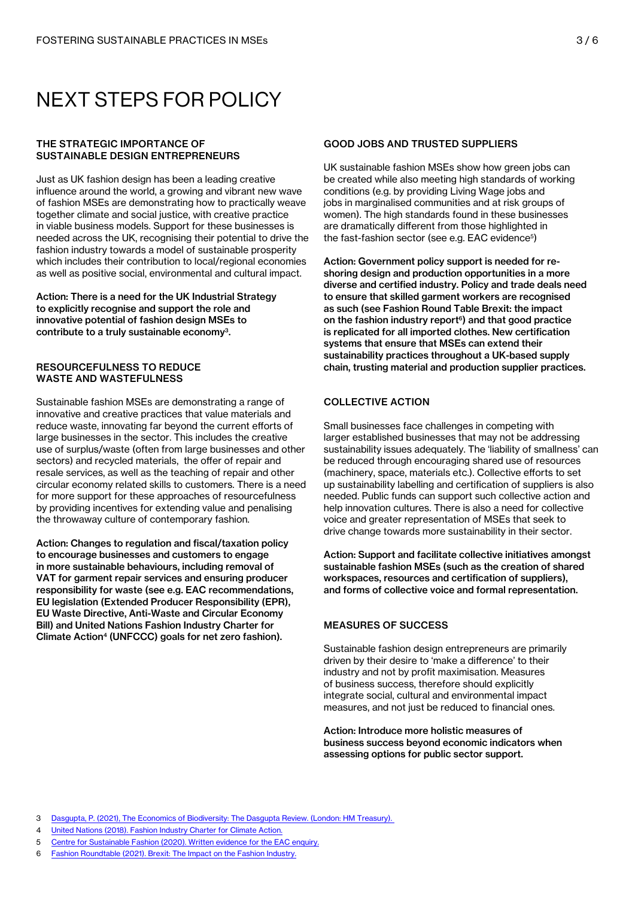# NEXT STEPS FOR POLICY

### THE STRATEGIC IMPORTANCE OF SUSTAINABLE DESIGN ENTREPRENEURS

Just as UK fashion design has been a leading creative influence around the world, a growing and vibrant new wave of fashion MSEs are demonstrating how to practically weave together climate and social justice, with creative practice in viable business models. Support for these businesses is needed across the UK, recognising their potential to drive the fashion industry towards a model of sustainable prosperity which includes their contribution to local/regional economies as well as positive social, environmental and cultural impact.

**Action: There is a need for the UK Industrial Strategy to explicitly recognise and support the role and innovative potential of fashion design MSEs to contribute to a truly sustainable economy[3].**

### RESOURCEFULNESS TO REDUCE WASTE AND WASTEFULNESS

Sustainable fashion MSEs are demonstrating a range of innovative and creative practices that value materials and reduce waste, innovating far beyond the current efforts of large businesses in the sector. This includes the creative use of surplus/waste (often from large businesses and other sectors) and recycled materials, the offer of repair and resale services, as well as the teaching of repair and other circular economy related skills to customers. There is a need for more support for these approaches of resourcefulness by providing incentives for extending value and penalising the throwaway culture of contemporary fashion.

**Action: Changes to regulation and fiscal/taxation policy to encourage businesses and customers to engage in more sustainable behaviours, including removal of VAT for garment repair services and ensuring producer responsibility for waste (see e.g. EAC recommendations, EU legislation (Extended Producer Responsibility (EPR), EU Waste Directive, Anti-Waste and Circular Economy Bill) and United Nations Fashion Industry Charter for Climate Action[4] (UNFCCC) goals for net zero fashion).**

### GOOD JOBS AND TRUSTED SUPPLIERS

UK sustainable fashion MSEs show how green jobs can be created while also meeting high standards of working conditions (e.g. by providing Living Wage jobs and jobs in marginalised communities and at risk groups of women). The high standards found in these businesses are dramatically different from those highlighted in the fast-fashion sector (see e.g. EAC evidence[5])

**Action: Government policy support is needed for re-shoring design and production opportunities in a more diverse and certified industry. Policy and trade deals need to ensure that skilled garment workers are recognised as such (see Fashion Round Table Brexit: the impact on the fashion industry report[6]) and that good practice is replicated for all imported clothes. New certification systems that ensure that MSEs can extend their sustainability practices throughout a UK-based supply chain, trusting material and production supplier practices.**

### COLLECTIVE ACTION

Small businesses face challenges in competing with larger established businesses that may not be addressing sustainability issues adequately. The 'liability of smallness' can be reduced through encouraging shared use of resources (machinery, space, materials etc.). Collective efforts to set up sustainability labelling and certification of suppliers is also needed. Public funds can support such collective action and help innovation cultures. There is also a need for collective voice and greater representation of MSEs that seek to drive change towards more sustainability in their sector.

**Action: Support and facilitate collective initiatives amongst sustainable fashion MSEs (such as the creation of shared workspaces, resources and certification of suppliers), and forms of collective voice and formal representation.**

### MEASURES OF SUCCESS

Sustainable fashion design entrepreneurs are primarily driven by their desire to 'make a difference' to their industry and not by profit maximisation. Measures of business success, therefore should explicitly integrate social, cultural and environmental impact measures, and not just be reduced to financial ones.

**Action: Introduce more holistic measures of business success beyond economic indicators when assessing options for public sector support.**

---

3 Dasgupta, P. (2021), The Economics of Biodiversity: The Dasgupta Review. (London: HM Treasury).

4 United Nations (2018). Fashion Industry Charter for Climate Action.

5 Centre for Sustainable Fashion (2020). Written evidence for the EAC enquiry.

6 Fashion Roundtable (2021). Brexit: The Impact on the Fashion Industry.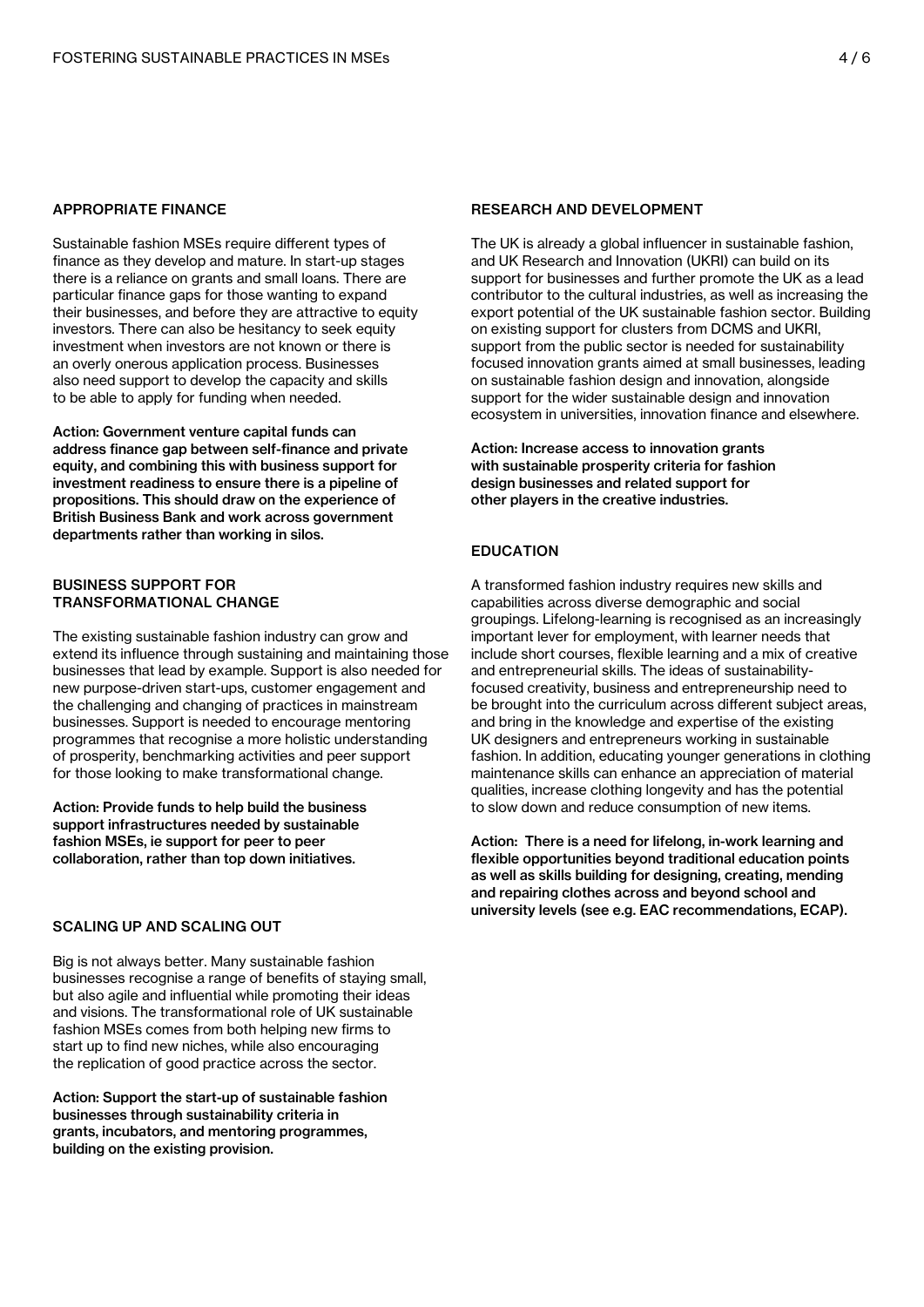## APPROPRIATE FINANCE

Sustainable fashion MSEs require different types of finance as they develop and mature. In start-up stages there is a reliance on grants and small loans. There are particular finance gaps for those wanting to expand their businesses, and before they are attractive to equity investors. There can also be hesitancy to seek equity investment when investors are not known or there is an overly onerous application process. Businesses also need support to develop the capacity and skills to be able to apply for funding when needed.

**Action: Government venture capital funds can address finance gap between self-finance and private equity, and combining this with business support for investment readiness to ensure there is a pipeline of propositions. This should draw on the experience of British Business Bank and work across government departments rather than working in silos.**

## BUSINESS SUPPORT FOR TRANSFORMATIONAL CHANGE

The existing sustainable fashion industry can grow and extend its influence through sustaining and maintaining those businesses that lead by example. Support is also needed for new purpose-driven start-ups, customer engagement and the challenging and changing of practices in mainstream businesses. Support is needed to encourage mentoring programmes that recognise a more holistic understanding of prosperity, benchmarking activities and peer support for those looking to make transformational change.

**Action: Provide funds to help build the business support infrastructures needed by sustainable fashion MSEs, ie support for peer to peer collaboration, rather than top down initiatives.**

## SCALING UP AND SCALING OUT

Big is not always better. Many sustainable fashion businesses recognise a range of benefits of staying small, but also agile and influential while promoting their ideas and visions. The transformational role of UK sustainable fashion MSEs comes from both helping new firms to start up to find new niches, while also encouraging the replication of good practice across the sector.

**Action: Support the start-up of sustainable fashion businesses through sustainability criteria in grants, incubators, and mentoring programmes, building on the existing provision.**

## RESEARCH AND DEVELOPMENT

The UK is already a global influencer in sustainable fashion, and UK Research and Innovation (UKRI) can build on its support for businesses and further promote the UK as a lead contributor to the cultural industries, as well as increasing the export potential of the UK sustainable fashion sector. Building on existing support for clusters from DCMS and UKRI, support from the public sector is needed for sustainability focused innovation grants aimed at small businesses, leading on sustainable fashion design and innovation, alongside support for the wider sustainable design and innovation ecosystem in universities, innovation finance and elsewhere.

**Action: Increase access to innovation grants with sustainable prosperity criteria for fashion design businesses and related support for other players in the creative industries.**

## EDUCATION

A transformed fashion industry requires new skills and capabilities across diverse demographic and social groupings. Lifelong-learning is recognised as an increasingly important lever for employment, with learner needs that include short courses, flexible learning and a mix of creative and entrepreneurial skills. The ideas of sustainability-focused creativity, business and entrepreneurship need to be brought into the curriculum across different subject areas, and bring in the knowledge and expertise of the existing UK designers and entrepreneurs working in sustainable fashion. In addition, educating younger generations in clothing maintenance skills can enhance an appreciation of material qualities, increase clothing longevity and has the potential to slow down and reduce consumption of new items.

**Action: There is a need for lifelong, in-work learning and flexible opportunities beyond traditional education points as well as skills building for designing, creating, mending and repairing clothes across and beyond school and university levels (see e.g. EAC recommendations, ECAP).**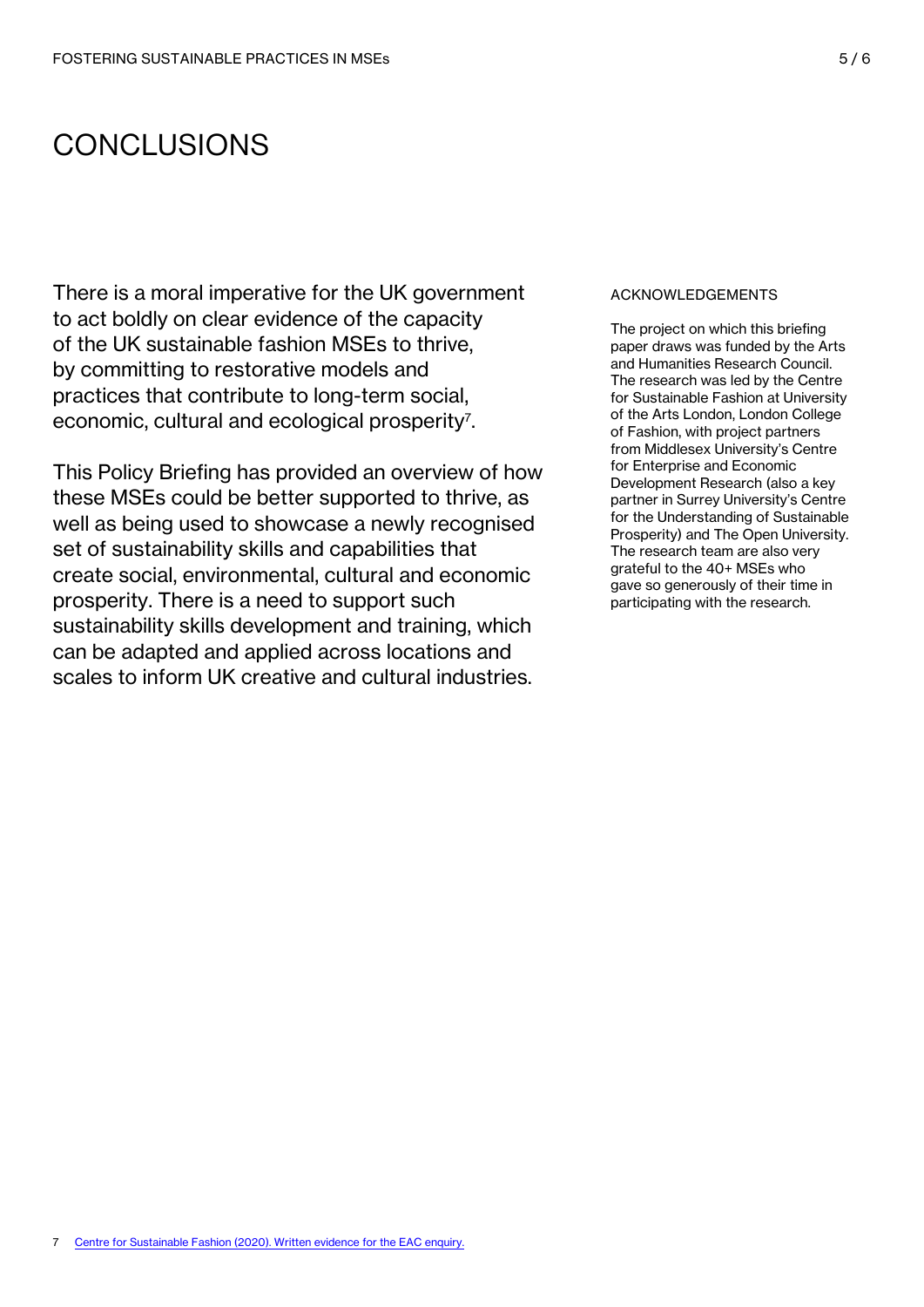# CONCLUSIONS

There is a moral imperative for the UK government to act boldly on clear evidence of the capacity of the UK sustainable fashion MSEs to thrive, by committing to restorative models and practices that contribute to long-term social, economic, cultural and ecological prosperity[7].

This Policy Briefing has provided an overview of how these MSEs could be better supported to thrive, as well as being used to showcase a newly recognised set of sustainability skills and capabilities that create social, environmental, cultural and economic prosperity. There is a need to support such sustainability skills development and training, which can be adapted and applied across locations and scales to inform UK creative and cultural industries.

ACKNOWLEDGEMENTS

The project on which this briefing paper draws was funded by the Arts and Humanities Research Council. The research was led by the Centre for Sustainable Fashion at University of the Arts London, London College of Fashion, with project partners from Middlesex University's Centre for Enterprise and Economic Development Research (also a key partner in Surrey University's Centre for the Understanding of Sustainable Prosperity) and The Open University. The research team are also very grateful to the 40+ MSEs who gave so generously of their time in participating with the research.

7 Centre for Sustainable Fashion (2020). Written evidence for the EAC enquiry.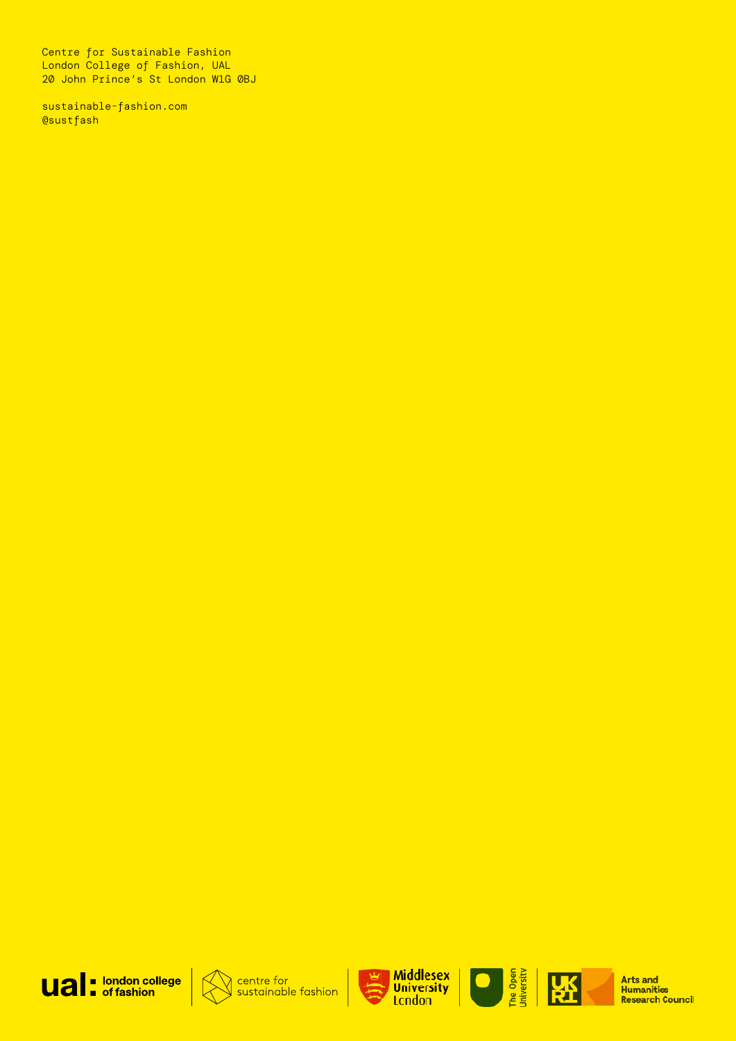Centre for Sustainable Fashion
London College of Fashion, UAL
20 John Prince's St London W1G 0BJ

sustainable-fashion.com
@sustfash

ual: london college of fashion

centre for sustainable fashion

Middlesex University London

The Open University

UKRI Arts and Humanities Research Council